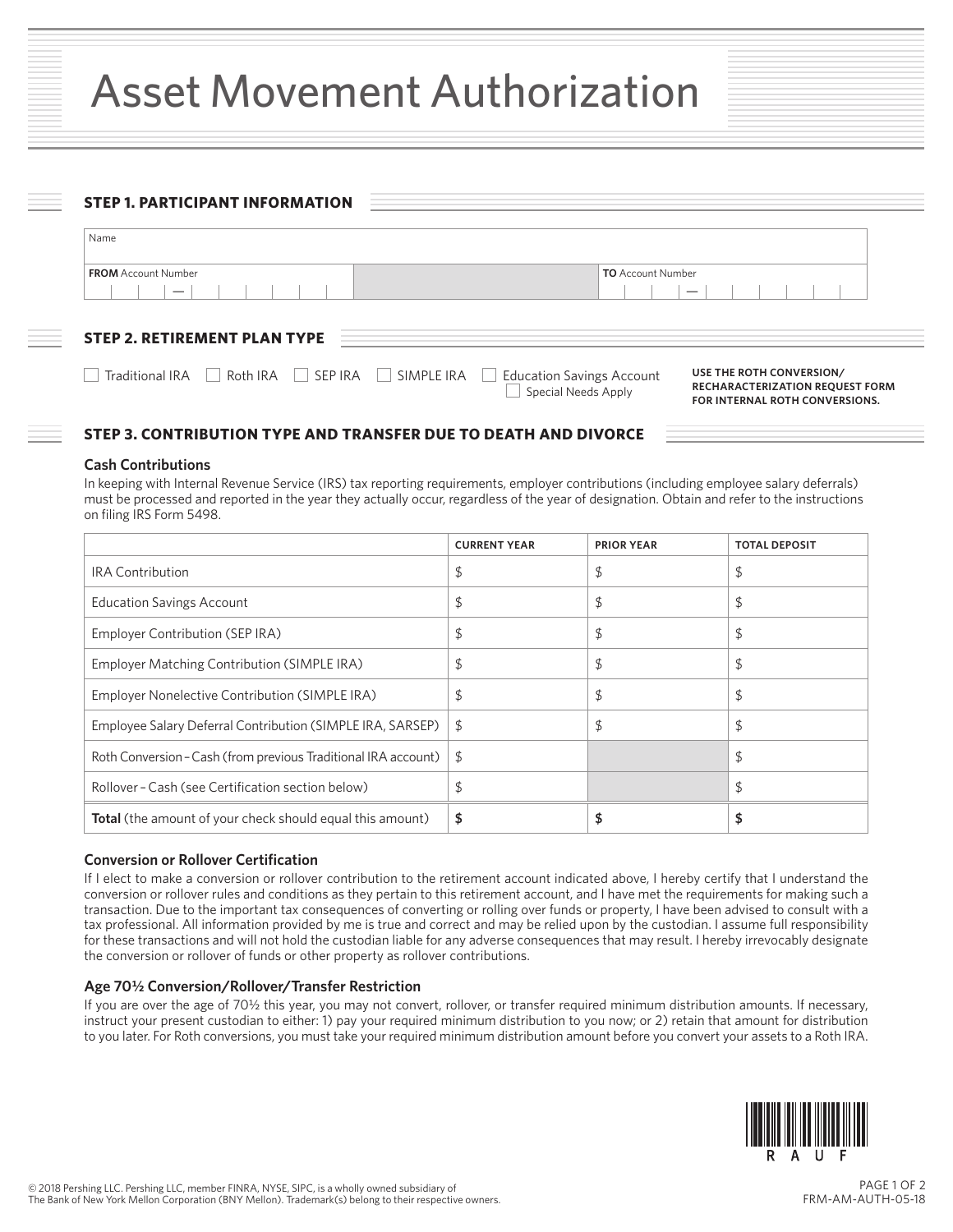# Asset Movement Authorization

## STEP 1. PARTICIPANT INFORMATION

| Name | |
|---|---|
| **FROM** Account Number | **TO** Account Number |

## STEP 2. RETIREMENT PLAN TYPE

☐ Traditional IRA ☐ Roth IRA ☐ SEP IRA ☐ SIMPLE IRA ☐ Education Savings Account ☐ Special Needs Apply

**USE THE ROTH CONVERSION/ RECHARACTERIZATION REQUEST FORM FOR INTERNAL ROTH CONVERSIONS.**

## STEP 3. CONTRIBUTION TYPE AND TRANSFER DUE TO DEATH AND DIVORCE

### Cash Contributions

In keeping with Internal Revenue Service (IRS) tax reporting requirements, employer contributions (including employee salary deferrals) must be processed and reported in the year they actually occur, regardless of the year of designation. Obtain and refer to the instructions on filing IRS Form 5498.

| | CURRENT YEAR | PRIOR YEAR | TOTAL DEPOSIT |
|---|---|---|---|
| IRA Contribution | $ | $ | $ |
| Education Savings Account | $ | $ | $ |
| Employer Contribution (SEP IRA) | $ | $ | $ |
| Employer Matching Contribution (SIMPLE IRA) | $ | $ | $ |
| Employer Nonelective Contribution (SIMPLE IRA) | $ | $ | $ |
| Employee Salary Deferral Contribution (SIMPLE IRA, SARSEP) | $ | $ | $ |
| Roth Conversion – Cash (from previous Traditional IRA account) | $ | | $ |
| Rollover – Cash (see Certification section below) | $ | | $ |
| **Total** (the amount of your check should equal this amount) | **$** | **$** | **$** |

### Conversion or Rollover Certification

If I elect to make a conversion or rollover contribution to the retirement account indicated above, I hereby certify that I understand the conversion or rollover rules and conditions as they pertain to this retirement account, and I have met the requirements for making such a transaction. Due to the important tax consequences of converting or rolling over funds or property, I have been advised to consult with a tax professional. All information provided by me is true and correct and may be relied upon by the custodian. I assume full responsibility for these transactions and will not hold the custodian liable for any adverse consequences that may result. I hereby irrevocably designate the conversion or rollover of funds or other property as rollover contributions.

### Age 70½ Conversion/Rollover/Transfer Restriction

If you are over the age of 70½ this year, you may not convert, rollover, or transfer required minimum distribution amounts. If necessary, instruct your present custodian to either: 1) pay your required minimum distribution to you now; or 2) retain that amount for distribution to you later. For Roth conversions, you must take your required minimum distribution amount before you convert your assets to a Roth IRA.

© 2018 Pershing LLC. Pershing LLC, member FINRA, NYSE, SIPC, is a wholly owned subsidiary of The Bank of New York Mellon Corporation (BNY Mellon). Trademark(s) belong to their respective owners.

FRM-AM-AUTH-05-18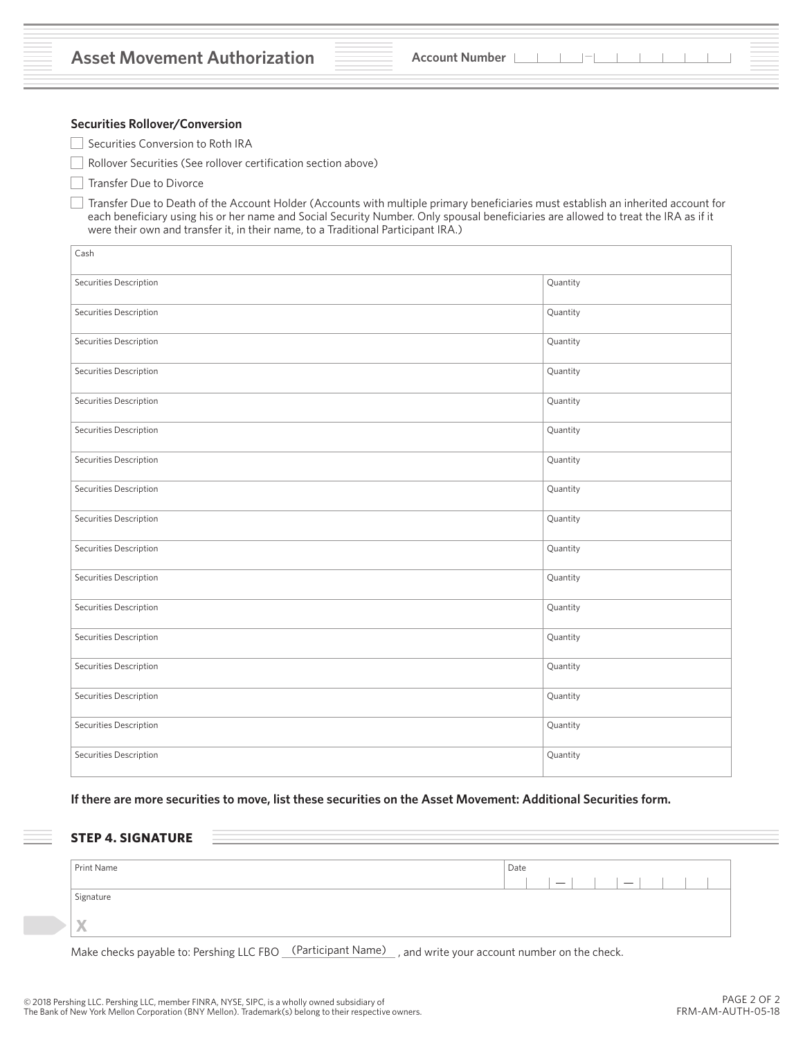## Asset Movement Authorization

Account Number

### Securities Rollover/Conversion

- ☐ Securities Conversion to Roth IRA
- ☐ Rollover Securities (See rollover certification section above)
- ☐ Transfer Due to Divorce
- ☐ Transfer Due to Death of the Account Holder (Accounts with multiple primary beneficiaries must establish an inherited account for each beneficiary using his or her name and Social Security Number. Only spousal beneficiaries are allowed to treat the IRA as if it were their own and transfer it, in their name, to a Traditional Participant IRA.)

| Cash | |
|---|---|
| Securities Description | Quantity |
| Securities Description | Quantity |
| Securities Description | Quantity |
| Securities Description | Quantity |
| Securities Description | Quantity |
| Securities Description | Quantity |
| Securities Description | Quantity |
| Securities Description | Quantity |
| Securities Description | Quantity |
| Securities Description | Quantity |
| Securities Description | Quantity |
| Securities Description | Quantity |
| Securities Description | Quantity |
| Securities Description | Quantity |
| Securities Description | Quantity |
| Securities Description | Quantity |
| Securities Description | Quantity |

**If there are more securities to move, list these securities on the Asset Movement: Additional Securities form.**

## STEP 4. SIGNATURE

| Print Name | Date |
|---|---|
| Signature<br>X | |

Make checks payable to: Pershing LLC FBO (Participant Name), and write your account number on the check.

© 2018 Pershing LLC. Pershing LLC, member FINRA, NYSE, SIPC, is a wholly owned subsidiary of The Bank of New York Mellon Corporation (BNY Mellon). Trademark(s) belong to their respective owners.

FRM-AM-AUTH-05-18